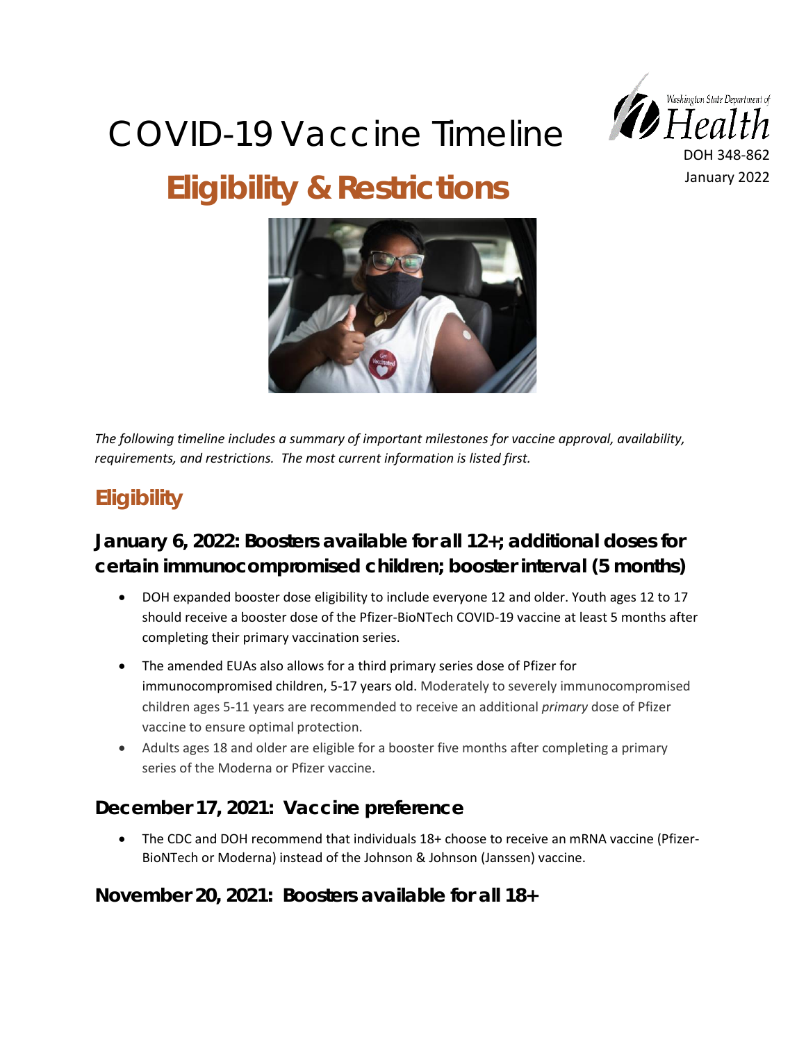# COVID-19 Vaccine Timeline

Washington State Department of Health

DOH 348-862

January 2022

# Eligibility & Restrictions

*The following timeline includes a summary of important milestones for vaccine approval, availability, requirements, and restrictions. The most current information is listed first.*

## Eligibility

### January 6, 2022: Boosters available for all 12+; additional doses for certain immunocompromised children; booster interval (5 months)

- DOH expanded booster dose eligibility to include everyone 12 and older. Youth ages 12 to 17 should receive a booster dose of the Pfizer-BioNTech COVID-19 vaccine at least 5 months after completing their primary vaccination series.
- The amended EUAs also allows for a third primary series dose of Pfizer for immunocompromised children, 5-17 years old. Moderately to severely immunocompromised children ages 5-11 years are recommended to receive an additional *primary* dose of Pfizer vaccine to ensure optimal protection.
- Adults ages 18 and older are eligible for a booster five months after completing a primary series of the Moderna or Pfizer vaccine.

### December 17, 2021: Vaccine preference

- The CDC and DOH recommend that individuals 18+ choose to receive an mRNA vaccine (Pfizer-BioNTech or Moderna) instead of the Johnson & Johnson (Janssen) vaccine.

### November 20, 2021: Boosters available for all 18+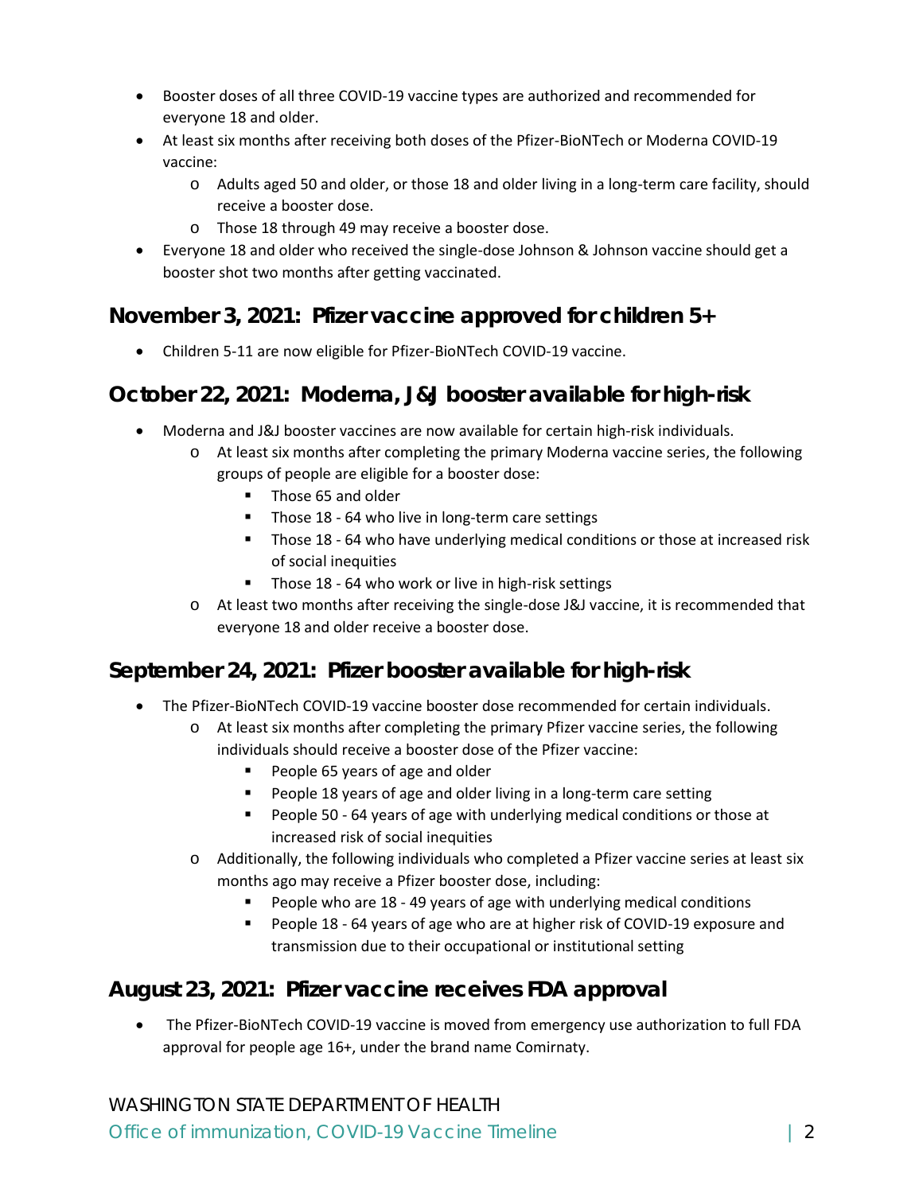- Booster doses of all three COVID-19 vaccine types are authorized and recommended for everyone 18 and older.
- At least six months after receiving both doses of the Pfizer-BioNTech or Moderna COVID-19 vaccine:
  - Adults aged 50 and older, or those 18 and older living in a long-term care facility, should receive a booster dose.
  - Those 18 through 49 may receive a booster dose.
- Everyone 18 and older who received the single-dose Johnson & Johnson vaccine should get a booster shot two months after getting vaccinated.

## November 3, 2021: Pfizer vaccine approved for children 5+

- Children 5-11 are now eligible for Pfizer-BioNTech COVID-19 vaccine.

## October 22, 2021: Moderna, J&J booster available for high-risk

- Moderna and J&J booster vaccines are now available for certain high-risk individuals.
  - At least six months after completing the primary Moderna vaccine series, the following groups of people are eligible for a booster dose:
    - Those 65 and older
    - Those 18 - 64 who live in long-term care settings
    - Those 18 - 64 who have underlying medical conditions or those at increased risk of social inequities
    - Those 18 - 64 who work or live in high-risk settings
  - At least two months after receiving the single-dose J&J vaccine, it is recommended that everyone 18 and older receive a booster dose.

## September 24, 2021: Pfizer booster available for high-risk

- The Pfizer-BioNTech COVID-19 vaccine booster dose recommended for certain individuals.
  - At least six months after completing the primary Pfizer vaccine series, the following individuals should receive a booster dose of the Pfizer vaccine:
    - People 65 years of age and older
    - People 18 years of age and older living in a long-term care setting
    - People 50 - 64 years of age with underlying medical conditions or those at increased risk of social inequities
  - Additionally, the following individuals who completed a Pfizer vaccine series at least six months ago may receive a Pfizer booster dose, including:
    - People who are 18 - 49 years of age with underlying medical conditions
    - People 18 - 64 years of age who are at higher risk of COVID-19 exposure and transmission due to their occupational or institutional setting

## August 23, 2021: Pfizer vaccine receives FDA approval

- The Pfizer-BioNTech COVID-19 vaccine is moved from emergency use authorization to full FDA approval for people age 16+, under the brand name Comirnaty.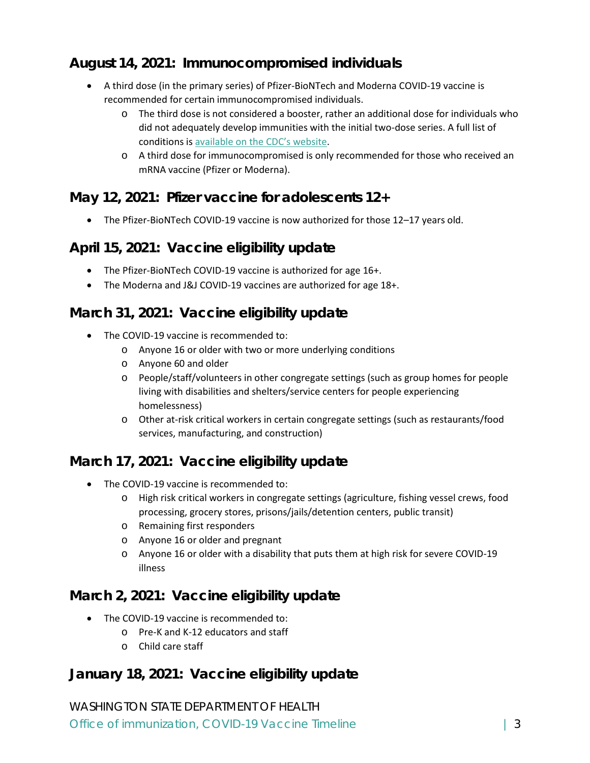## August 14, 2021: Immunocompromised individuals

- A third dose (in the primary series) of Pfizer-BioNTech and Moderna COVID-19 vaccine is recommended for certain immunocompromised individuals.
  - The third dose is not considered a booster, rather an additional dose for individuals who did not adequately develop immunities with the initial two-dose series. A full list of conditions is available on the CDC's website.
  - A third dose for immunocompromised is only recommended for those who received an mRNA vaccine (Pfizer or Moderna).

## May 12, 2021: Pfizer vaccine for adolescents 12+

- The Pfizer-BioNTech COVID-19 vaccine is now authorized for those 12–17 years old.

## April 15, 2021: Vaccine eligibility update

- The Pfizer-BioNTech COVID-19 vaccine is authorized for age 16+.
- The Moderna and J&J COVID-19 vaccines are authorized for age 18+.

## March 31, 2021: Vaccine eligibility update

- The COVID-19 vaccine is recommended to:
  - Anyone 16 or older with two or more underlying conditions
  - Anyone 60 and older
  - People/staff/volunteers in other congregate settings (such as group homes for people living with disabilities and shelters/service centers for people experiencing homelessness)
  - Other at-risk critical workers in certain congregate settings (such as restaurants/food services, manufacturing, and construction)

## March 17, 2021: Vaccine eligibility update

- The COVID-19 vaccine is recommended to:
  - High risk critical workers in congregate settings (agriculture, fishing vessel crews, food processing, grocery stores, prisons/jails/detention centers, public transit)
  - Remaining first responders
  - Anyone 16 or older and pregnant
  - Anyone 16 or older with a disability that puts them at high risk for severe COVID-19 illness

## March 2, 2021: Vaccine eligibility update

- The COVID-19 vaccine is recommended to:
  - Pre-K and K-12 educators and staff
  - Child care staff

## January 18, 2021: Vaccine eligibility update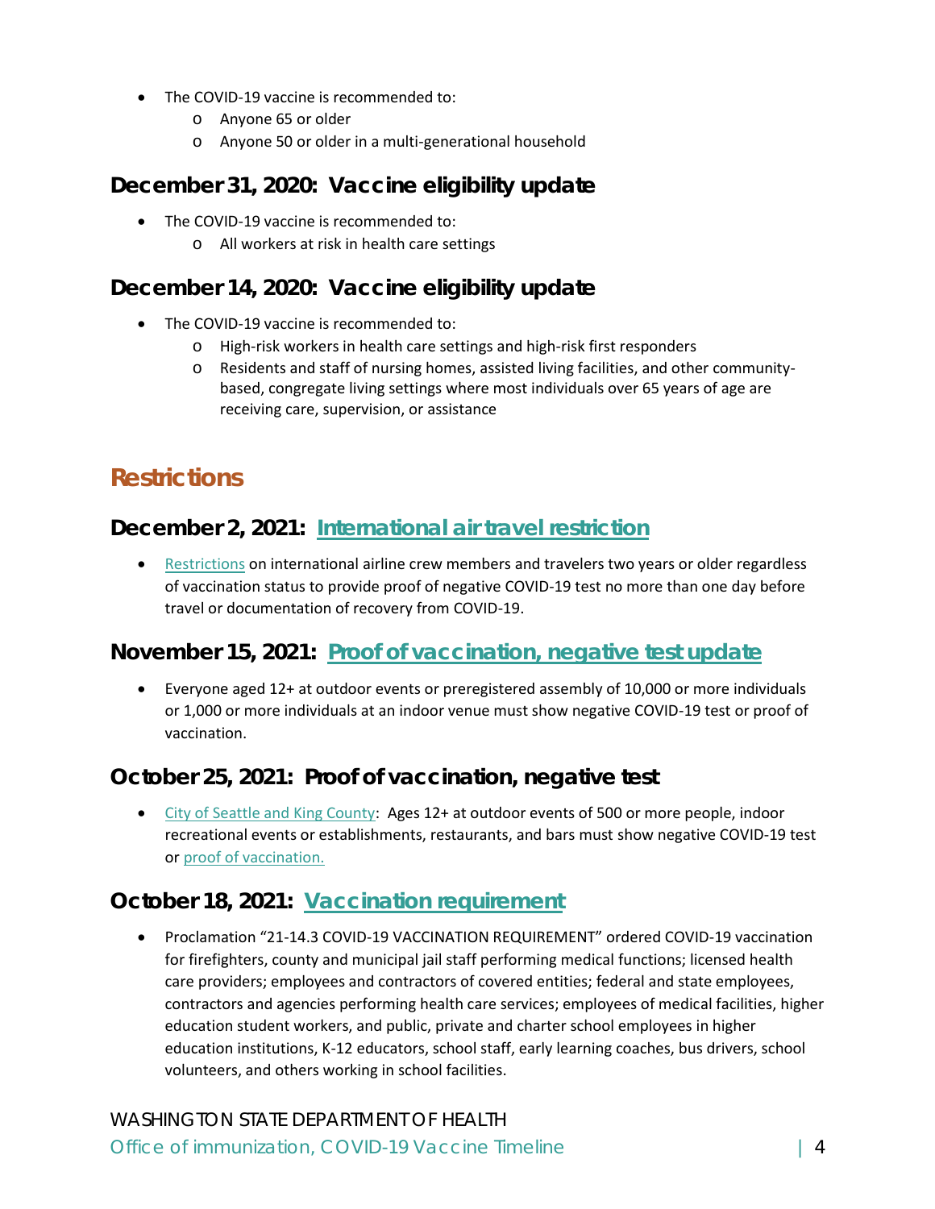- The COVID-19 vaccine is recommended to:
    - Anyone 65 or older
    - Anyone 50 or older in a multi-generational household

### December 31, 2020: Vaccine eligibility update

- The COVID-19 vaccine is recommended to:
    - All workers at risk in health care settings

### December 14, 2020: Vaccine eligibility update

- The COVID-19 vaccine is recommended to:
    - High-risk workers in health care settings and high-risk first responders
    - Residents and staff of nursing homes, assisted living facilities, and other community-based, congregate living settings where most individuals over 65 years of age are receiving care, supervision, or assistance

## Restrictions

### December 2, 2021: International air travel restriction

- Restrictions on international airline crew members and travelers two years or older regardless of vaccination status to provide proof of negative COVID-19 test no more than one day before travel or documentation of recovery from COVID-19.

### November 15, 2021: Proof of vaccination, negative test update

- Everyone aged 12+ at outdoor events or preregistered assembly of 10,000 or more individuals or 1,000 or more individuals at an indoor venue must show negative COVID-19 test or proof of vaccination.

### October 25, 2021: Proof of vaccination, negative test

- City of Seattle and King County: Ages 12+ at outdoor events of 500 or more people, indoor recreational events or establishments, restaurants, and bars must show negative COVID-19 test or proof of vaccination.

### October 18, 2021: Vaccination requirement

- Proclamation "21-14.3 COVID-19 VACCINATION REQUIREMENT" ordered COVID-19 vaccination for firefighters, county and municipal jail staff performing medical functions; licensed health care providers; employees and contractors of covered entities; federal and state employees, contractors and agencies performing health care services; employees of medical facilities, higher education student workers, and public, private and charter school employees in higher education institutions, K-12 educators, school staff, early learning coaches, bus drivers, school volunteers, and others working in school facilities.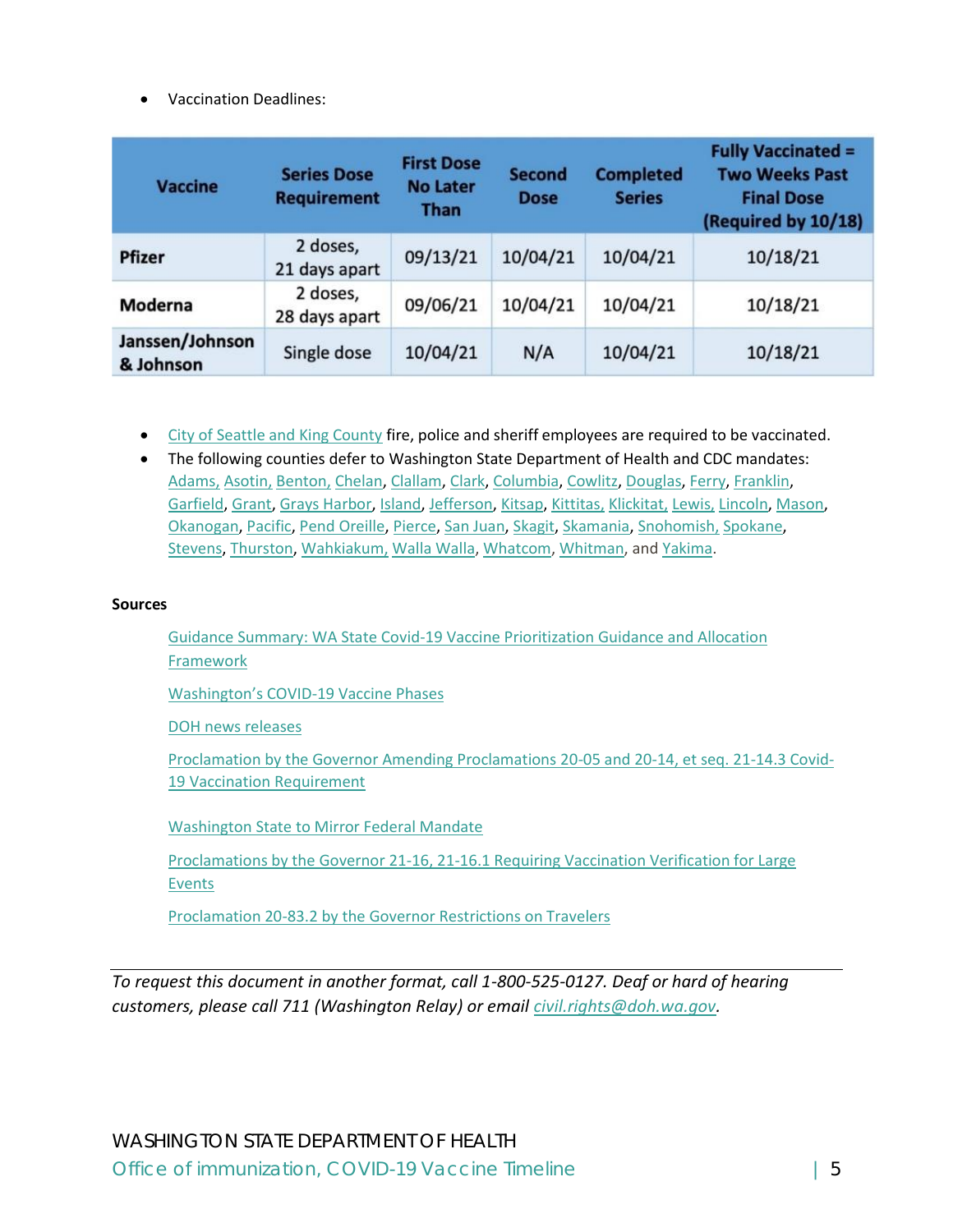- Vaccination Deadlines:

| Vaccine | Series Dose Requirement | First Dose No Later Than | Second Dose | Completed Series | Fully Vaccinated = Two Weeks Past Final Dose (Required by 10/18) |
|---|---|---|---|---|---|
| **Pfizer** | 2 doses, 21 days apart | 09/13/21 | 10/04/21 | 10/04/21 | 10/18/21 |
| **Moderna** | 2 doses, 28 days apart | 09/06/21 | 10/04/21 | 10/04/21 | 10/18/21 |
| **Janssen/Johnson & Johnson** | Single dose | 10/04/21 | N/A | 10/04/21 | 10/18/21 |

- City of Seattle and King County fire, police and sheriff employees are required to be vaccinated.
- The following counties defer to Washington State Department of Health and CDC mandates: Adams, Asotin, Benton, Chelan, Clallam, Clark, Columbia, Cowlitz, Douglas, Ferry, Franklin, Garfield, Grant, Grays Harbor, Island, Jefferson, Kitsap, Kittitas, Klickitat, Lewis, Lincoln, Mason, Okanogan, Pacific, Pend Oreille, Pierce, San Juan, Skagit, Skamania, Snohomish, Spokane, Stevens, Thurston, Wahkiakum, Walla Walla, Whatcom, Whitman, and Yakima.

**Sources**

Guidance Summary: WA State Covid-19 Vaccine Prioritization Guidance and Allocation Framework

Washington's COVID-19 Vaccine Phases

DOH news releases

Proclamation by the Governor Amending Proclamations 20-05 and 20-14, et seq. 21-14.3 Covid-19 Vaccination Requirement

Washington State to Mirror Federal Mandate

Proclamations by the Governor 21-16, 21-16.1 Requiring Vaccination Verification for Large Events

Proclamation 20-83.2 by the Governor Restrictions on Travelers

*To request this document in another format, call 1-800-525-0127. Deaf or hard of hearing customers, please call 711 (Washington Relay) or email civil.rights@doh.wa.gov.*